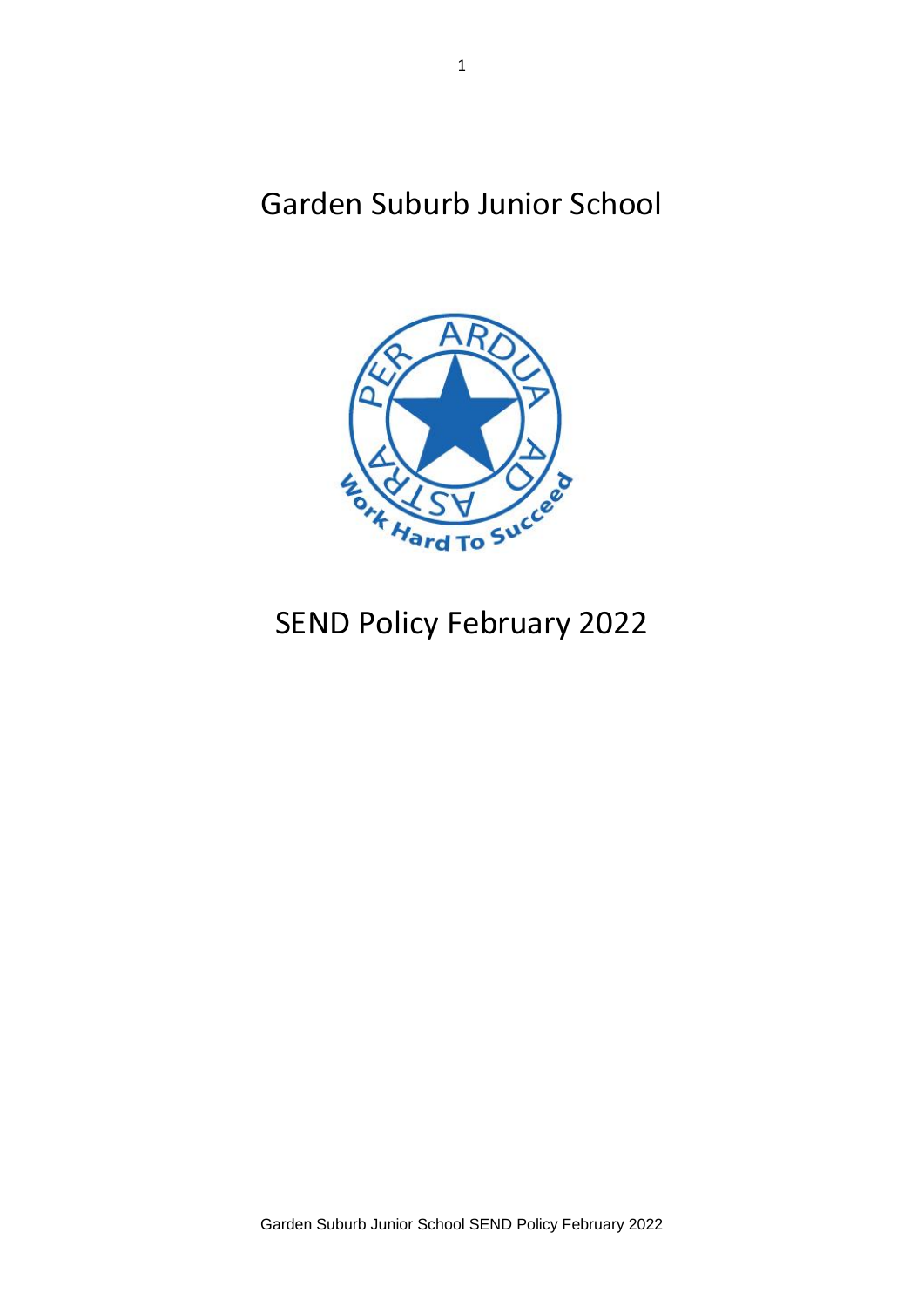# Garden Suburb Junior School

# SEND Policy February 2022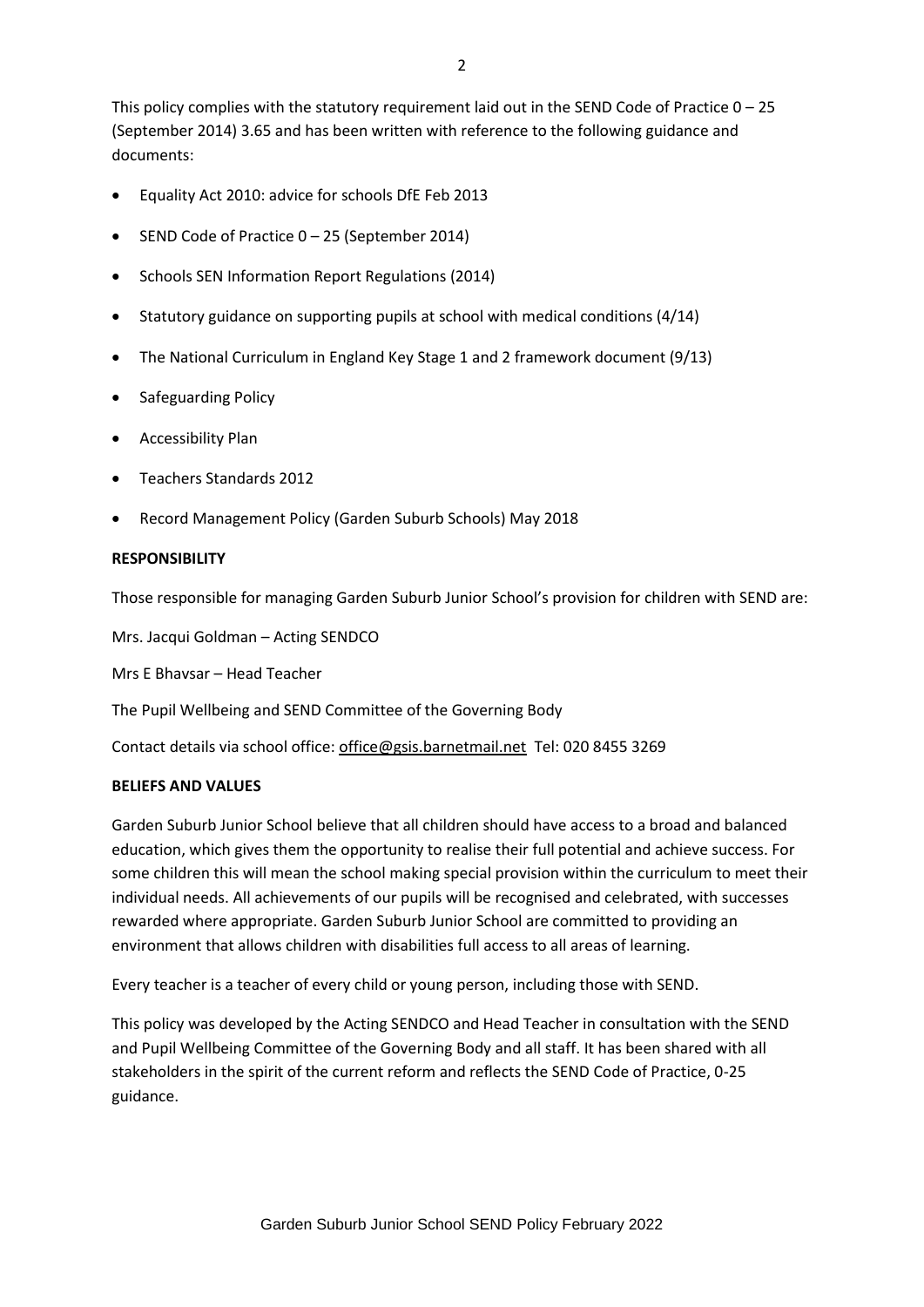This policy complies with the statutory requirement laid out in the SEND Code of Practice 0 – 25 (September 2014) 3.65 and has been written with reference to the following guidance and documents:

- Equality Act 2010: advice for schools DfE Feb 2013
- SEND Code of Practice 0 – 25 (September 2014)
- Schools SEN Information Report Regulations (2014)
- Statutory guidance on supporting pupils at school with medical conditions (4/14)
- The National Curriculum in England Key Stage 1 and 2 framework document (9/13)
- Safeguarding Policy
- Accessibility Plan
- Teachers Standards 2012
- Record Management Policy (Garden Suburb Schools) May 2018

**RESPONSIBILITY**

Those responsible for managing Garden Suburb Junior School's provision for children with SEND are:

Mrs. Jacqui Goldman – Acting SENDCO

Mrs E Bhavsar – Head Teacher

The Pupil Wellbeing and SEND Committee of the Governing Body

Contact details via school office: office@gsis.barnetmail.net Tel: 020 8455 3269

**BELIEFS AND VALUES**

Garden Suburb Junior School believe that all children should have access to a broad and balanced education, which gives them the opportunity to realise their full potential and achieve success. For some children this will mean the school making special provision within the curriculum to meet their individual needs. All achievements of our pupils will be recognised and celebrated, with successes rewarded where appropriate. Garden Suburb Junior School are committed to providing an environment that allows children with disabilities full access to all areas of learning.

Every teacher is a teacher of every child or young person, including those with SEND.

This policy was developed by the Acting SENDCO and Head Teacher in consultation with the SEND and Pupil Wellbeing Committee of the Governing Body and all staff. It has been shared with all stakeholders in the spirit of the current reform and reflects the SEND Code of Practice, 0-25 guidance.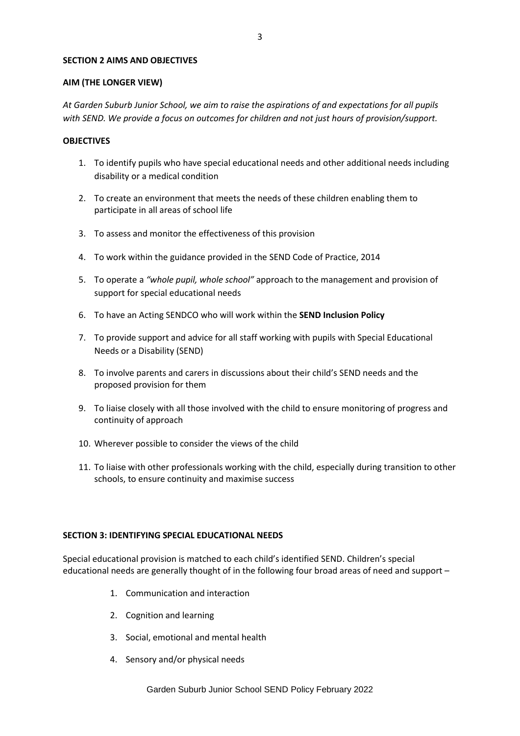## SECTION 2 AIMS AND OBJECTIVES

### AIM (THE LONGER VIEW)

*At Garden Suburb Junior School, we aim to raise the aspirations of and expectations for all pupils with SEND. We provide a focus on outcomes for children and not just hours of provision/support.*

### OBJECTIVES

1. To identify pupils who have special educational needs and other additional needs including disability or a medical condition
2. To create an environment that meets the needs of these children enabling them to participate in all areas of school life
3. To assess and monitor the effectiveness of this provision
4. To work within the guidance provided in the SEND Code of Practice, 2014
5. To operate a *"whole pupil, whole school"* approach to the management and provision of support for special educational needs
6. To have an Acting SENDCO who will work within the **SEND Inclusion Policy**
7. To provide support and advice for all staff working with pupils with Special Educational Needs or a Disability (SEND)
8. To involve parents and carers in discussions about their child's SEND needs and the proposed provision for them
9. To liaise closely with all those involved with the child to ensure monitoring of progress and continuity of approach
10. Wherever possible to consider the views of the child
11. To liaise with other professionals working with the child, especially during transition to other schools, to ensure continuity and maximise success

## SECTION 3: IDENTIFYING SPECIAL EDUCATIONAL NEEDS

Special educational provision is matched to each child's identified SEND. Children's special educational needs are generally thought of in the following four broad areas of need and support –

1. Communication and interaction
2. Cognition and learning
3. Social, emotional and mental health
4. Sensory and/or physical needs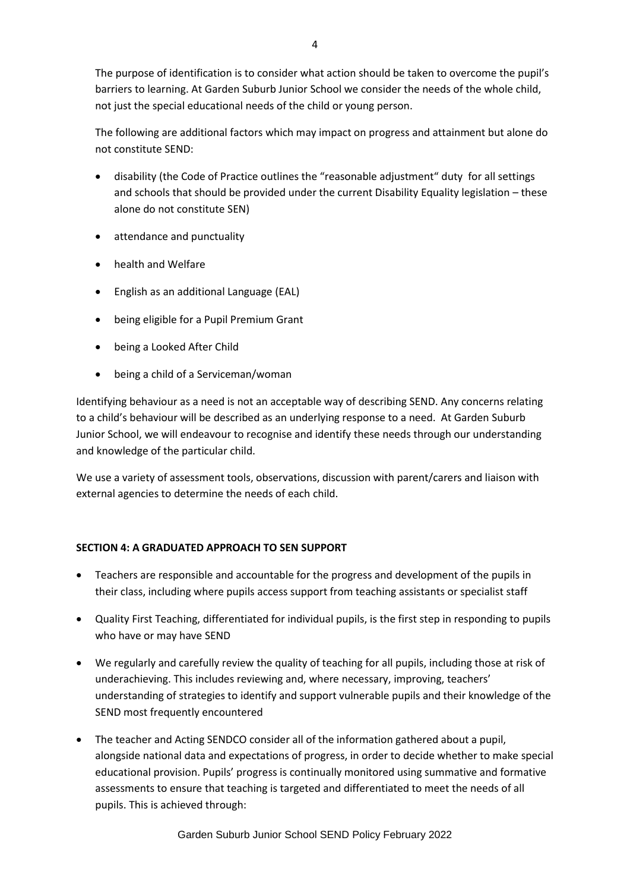The purpose of identification is to consider what action should be taken to overcome the pupil's barriers to learning. At Garden Suburb Junior School we consider the needs of the whole child, not just the special educational needs of the child or young person.

The following are additional factors which may impact on progress and attainment but alone do not constitute SEND:

- disability (the Code of Practice outlines the "reasonable adjustment" duty for all settings and schools that should be provided under the current Disability Equality legislation – these alone do not constitute SEN)
- attendance and punctuality
- health and Welfare
- English as an additional Language (EAL)
- being eligible for a Pupil Premium Grant
- being a Looked After Child
- being a child of a Serviceman/woman

Identifying behaviour as a need is not an acceptable way of describing SEND. Any concerns relating to a child's behaviour will be described as an underlying response to a need. At Garden Suburb Junior School, we will endeavour to recognise and identify these needs through our understanding and knowledge of the particular child.

We use a variety of assessment tools, observations, discussion with parent/carers and liaison with external agencies to determine the needs of each child.

**SECTION 4: A GRADUATED APPROACH TO SEN SUPPORT**

- Teachers are responsible and accountable for the progress and development of the pupils in their class, including where pupils access support from teaching assistants or specialist staff
- Quality First Teaching, differentiated for individual pupils, is the first step in responding to pupils who have or may have SEND
- We regularly and carefully review the quality of teaching for all pupils, including those at risk of underachieving. This includes reviewing and, where necessary, improving, teachers' understanding of strategies to identify and support vulnerable pupils and their knowledge of the SEND most frequently encountered
- The teacher and Acting SENDCO consider all of the information gathered about a pupil, alongside national data and expectations of progress, in order to decide whether to make special educational provision. Pupils' progress is continually monitored using summative and formative assessments to ensure that teaching is targeted and differentiated to meet the needs of all pupils. This is achieved through: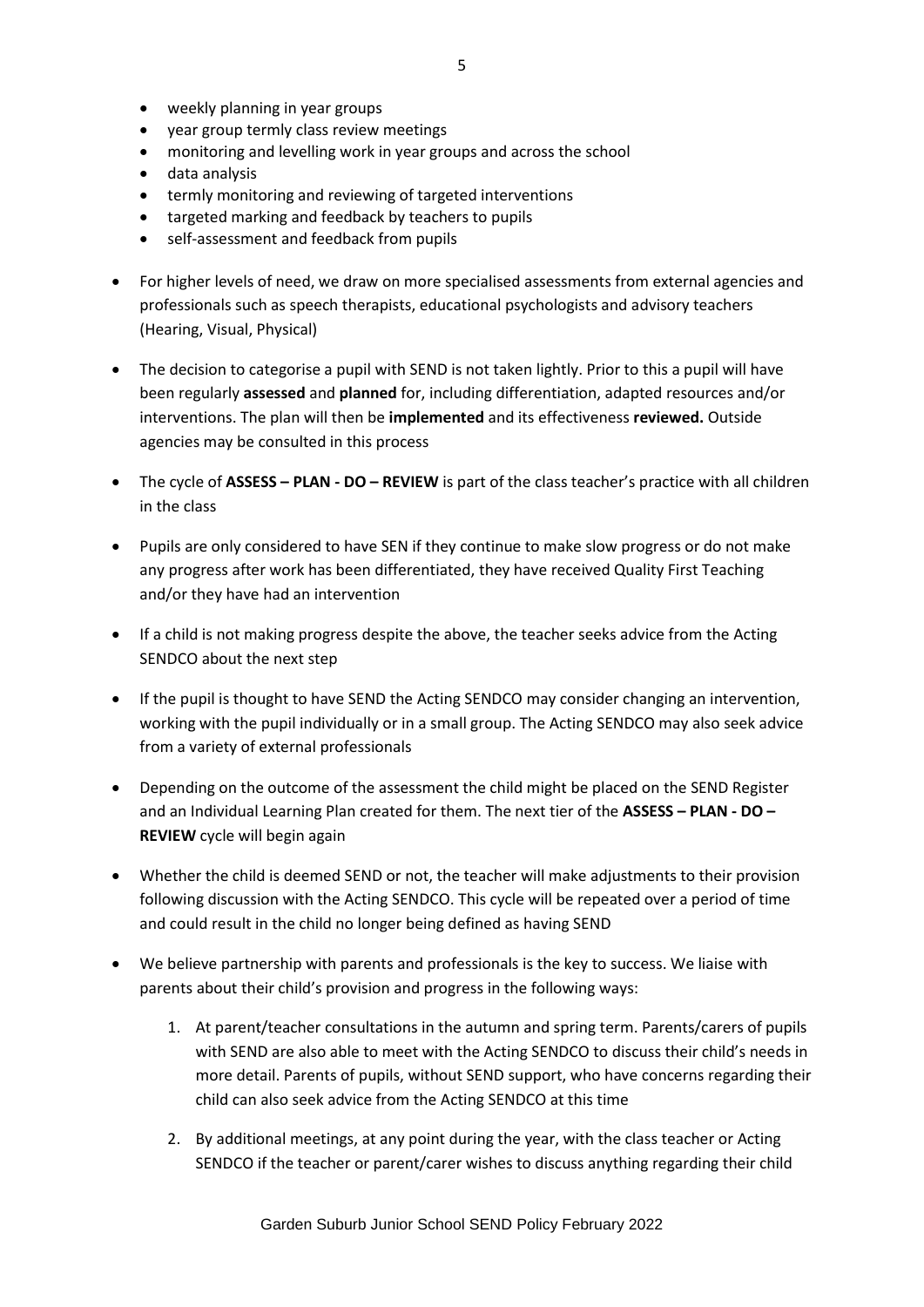- weekly planning in year groups
  - year group termly class review meetings
  - monitoring and levelling work in year groups and across the school
  - data analysis
  - termly monitoring and reviewing of targeted interventions
  - targeted marking and feedback by teachers to pupils
  - self-assessment and feedback from pupils

- For higher levels of need, we draw on more specialised assessments from external agencies and professionals such as speech therapists, educational psychologists and advisory teachers (Hearing, Visual, Physical)

- The decision to categorise a pupil with SEND is not taken lightly. Prior to this a pupil will have been regularly **assessed** and **planned** for, including differentiation, adapted resources and/or interventions. The plan will then be **implemented** and its effectiveness **reviewed.** Outside agencies may be consulted in this process

- The cycle of **ASSESS – PLAN - DO – REVIEW** is part of the class teacher's practice with all children in the class

- Pupils are only considered to have SEN if they continue to make slow progress or do not make any progress after work has been differentiated, they have received Quality First Teaching and/or they have had an intervention

- If a child is not making progress despite the above, the teacher seeks advice from the Acting SENDCO about the next step

- If the pupil is thought to have SEND the Acting SENDCO may consider changing an intervention, working with the pupil individually or in a small group. The Acting SENDCO may also seek advice from a variety of external professionals

- Depending on the outcome of the assessment the child might be placed on the SEND Register and an Individual Learning Plan created for them. The next tier of the **ASSESS – PLAN - DO – REVIEW** cycle will begin again

- Whether the child is deemed SEND or not, the teacher will make adjustments to their provision following discussion with the Acting SENDCO. This cycle will be repeated over a period of time and could result in the child no longer being defined as having SEND

- We believe partnership with parents and professionals is the key to success. We liaise with parents about their child's provision and progress in the following ways:

  1. At parent/teacher consultations in the autumn and spring term. Parents/carers of pupils with SEND are also able to meet with the Acting SENDCO to discuss their child's needs in more detail. Parents of pupils, without SEND support, who have concerns regarding their child can also seek advice from the Acting SENDCO at this time

  2. By additional meetings, at any point during the year, with the class teacher or Acting SENDCO if the teacher or parent/carer wishes to discuss anything regarding their child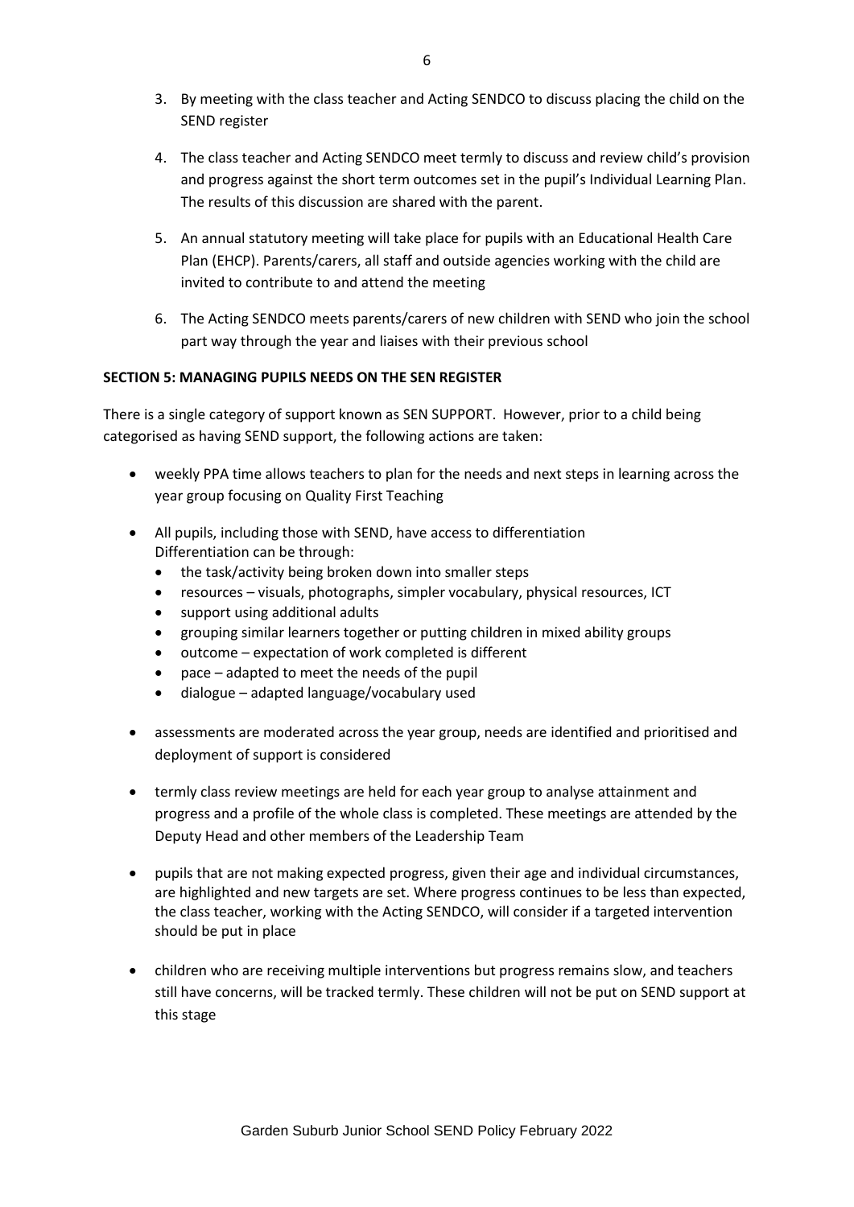3. By meeting with the class teacher and Acting SENDCO to discuss placing the child on the SEND register
4. The class teacher and Acting SENDCO meet termly to discuss and review child's provision and progress against the short term outcomes set in the pupil's Individual Learning Plan. The results of this discussion are shared with the parent.
5. An annual statutory meeting will take place for pupils with an Educational Health Care Plan (EHCP). Parents/carers, all staff and outside agencies working with the child are invited to contribute to and attend the meeting
6. The Acting SENDCO meets parents/carers of new children with SEND who join the school part way through the year and liaises with their previous school

**SECTION 5: MANAGING PUPILS NEEDS ON THE SEN REGISTER**

There is a single category of support known as SEN SUPPORT. However, prior to a child being categorised as having SEND support, the following actions are taken:

- weekly PPA time allows teachers to plan for the needs and next steps in learning across the year group focusing on Quality First Teaching
- All pupils, including those with SEND, have access to differentiation
  Differentiation can be through:
  - the task/activity being broken down into smaller steps
  - resources – visuals, photographs, simpler vocabulary, physical resources, ICT
  - support using additional adults
  - grouping similar learners together or putting children in mixed ability groups
  - outcome – expectation of work completed is different
  - pace – adapted to meet the needs of the pupil
  - dialogue – adapted language/vocabulary used
- assessments are moderated across the year group, needs are identified and prioritised and deployment of support is considered
- termly class review meetings are held for each year group to analyse attainment and progress and a profile of the whole class is completed. These meetings are attended by the Deputy Head and other members of the Leadership Team
- pupils that are not making expected progress, given their age and individual circumstances, are highlighted and new targets are set. Where progress continues to be less than expected, the class teacher, working with the Acting SENDCO, will consider if a targeted intervention should be put in place
- children who are receiving multiple interventions but progress remains slow, and teachers still have concerns, will be tracked termly. These children will not be put on SEND support at this stage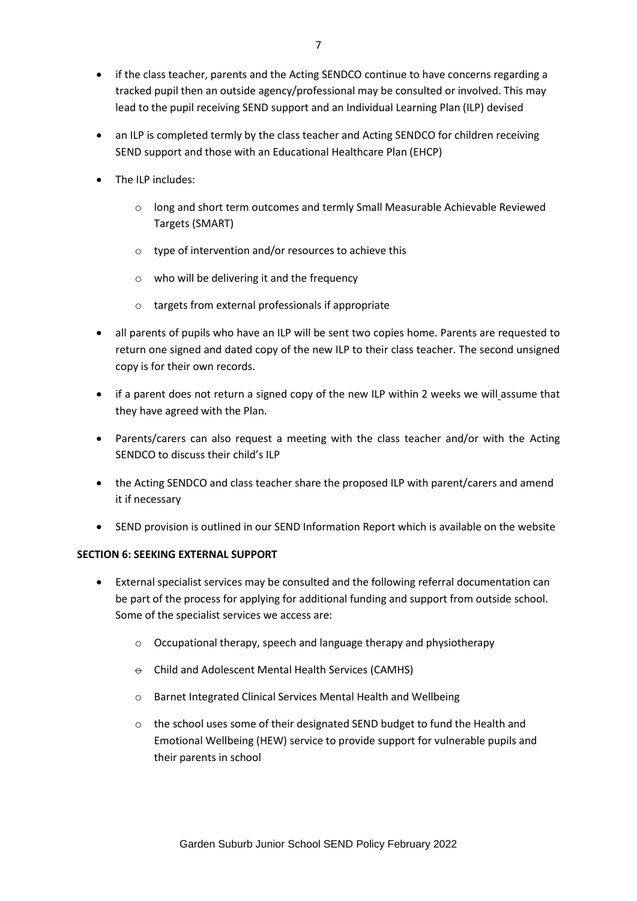- if the class teacher, parents and the Acting SENDCO continue to have concerns regarding a tracked pupil then an outside agency/professional may be consulted or involved. This may lead to the pupil receiving SEND support and an Individual Learning Plan (ILP) devised
- an ILP is completed termly by the class teacher and Acting SENDCO for children receiving SEND support and those with an Educational Healthcare Plan (EHCP)
- The ILP includes:
    - long and short term outcomes and termly Small Measurable Achievable Reviewed Targets (SMART)
    - type of intervention and/or resources to achieve this
    - who will be delivering it and the frequency
    - targets from external professionals if appropriate
- all parents of pupils who have an ILP will be sent two copies home. Parents are requested to return one signed and dated copy of the new ILP to their class teacher. The second unsigned copy is for their own records.
- if a parent does not return a signed copy of the new ILP within 2 weeks we will assume that they have agreed with the Plan.
- Parents/carers can also request a meeting with the class teacher and/or with the Acting SENDCO to discuss their child's ILP
- the Acting SENDCO and class teacher share the proposed ILP with parent/carers and amend it if necessary
- SEND provision is outlined in our SEND Information Report which is available on the website

**SECTION 6: SEEKING EXTERNAL SUPPORT**

- External specialist services may be consulted and the following referral documentation can be part of the process for applying for additional funding and support from outside school. Some of the specialist services we access are:
    - Occupational therapy, speech and language therapy and physiotherapy
    - Child and Adolescent Mental Health Services (CAMHS)
    - Barnet Integrated Clinical Services Mental Health and Wellbeing
    - the school uses some of their designated SEND budget to fund the Health and Emotional Wellbeing (HEW) service to provide support for vulnerable pupils and their parents in school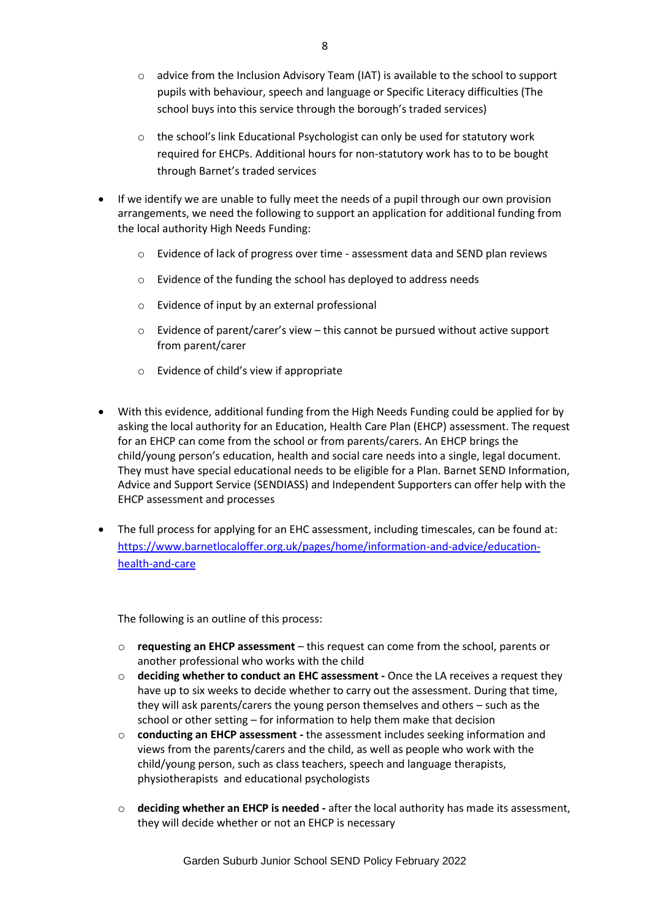- advice from the Inclusion Advisory Team (IAT) is available to the school to support pupils with behaviour, speech and language or Specific Literacy difficulties (The school buys into this service through the borough's traded services)
  - the school's link Educational Psychologist can only be used for statutory work required for EHCPs. Additional hours for non-statutory work has to to be bought through Barnet's traded services

- If we identify we are unable to fully meet the needs of a pupil through our own provision arrangements, we need the following to support an application for additional funding from the local authority High Needs Funding:
  - Evidence of lack of progress over time - assessment data and SEND plan reviews
  - Evidence of the funding the school has deployed to address needs
  - Evidence of input by an external professional
  - Evidence of parent/carer's view – this cannot be pursued without active support from parent/carer
  - Evidence of child's view if appropriate

- With this evidence, additional funding from the High Needs Funding could be applied for by asking the local authority for an Education, Health Care Plan (EHCP) assessment. The request for an EHCP can come from the school or from parents/carers. An EHCP brings the child/young person's education, health and social care needs into a single, legal document. They must have special educational needs to be eligible for a Plan. Barnet SEND Information, Advice and Support Service (SENDIASS) and Independent Supporters can offer help with the EHCP assessment and processes

- The full process for applying for an EHC assessment, including timescales, can be found at: [https://www.barnetlocaloffer.org.uk/pages/home/information-and-advice/education-health-and-care](https://www.barnetlocaloffer.org.uk/pages/home/information-and-advice/education-health-and-care)

  The following is an outline of this process:

  - **requesting an EHCP assessment** – this request can come from the school, parents or another professional who works with the child
  - **deciding whether to conduct an EHC assessment -** Once the LA receives a request they have up to six weeks to decide whether to carry out the assessment. During that time, they will ask parents/carers the young person themselves and others – such as the school or other setting – for information to help them make that decision
  - **conducting an EHCP assessment -** the assessment includes seeking information and views from the parents/carers and the child, as well as people who work with the child/young person, such as class teachers, speech and language therapists, physiotherapists and educational psychologists
  - **deciding whether an EHCP is needed -** after the local authority has made its assessment, they will decide whether or not an EHCP is necessary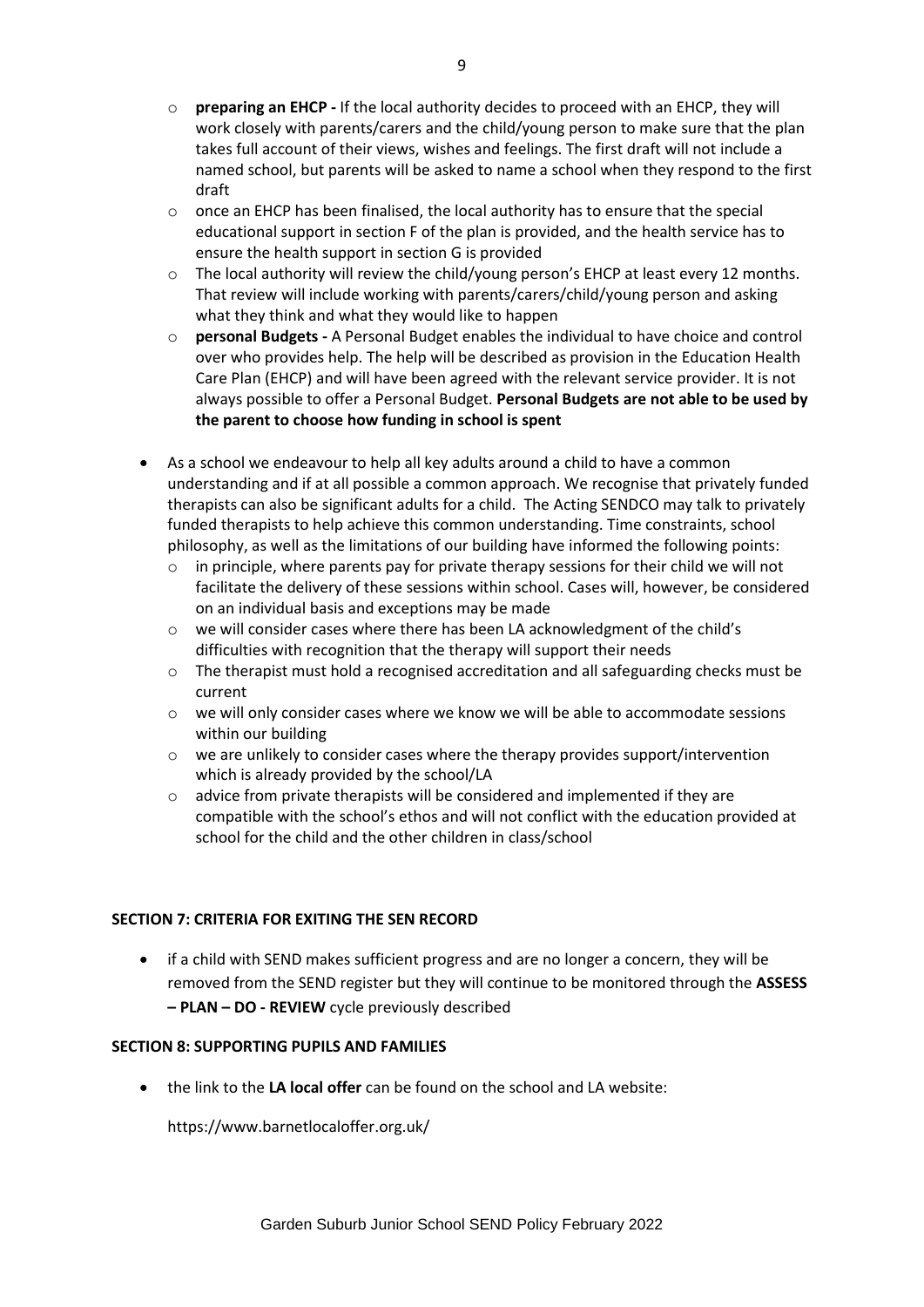- **preparing an EHCP -** If the local authority decides to proceed with an EHCP, they will work closely with parents/carers and the child/young person to make sure that the plan takes full account of their views, wishes and feelings. The first draft will not include a named school, but parents will be asked to name a school when they respond to the first draft
  - once an EHCP has been finalised, the local authority has to ensure that the special educational support in section F of the plan is provided, and the health service has to ensure the health support in section G is provided
  - The local authority will review the child/young person's EHCP at least every 12 months. That review will include working with parents/carers/child/young person and asking what they think and what they would like to happen
  - **personal Budgets -** A Personal Budget enables the individual to have choice and control over who provides help. The help will be described as provision in the Education Health Care Plan (EHCP) and will have been agreed with the relevant service provider. It is not always possible to offer a Personal Budget. **Personal Budgets are not able to be used by the parent to choose how funding in school is spent**

- As a school we endeavour to help all key adults around a child to have a common understanding and if at all possible a common approach. We recognise that privately funded therapists can also be significant adults for a child. The Acting SENDCO may talk to privately funded therapists to help achieve this common understanding. Time constraints, school philosophy, as well as the limitations of our building have informed the following points:
  - in principle, where parents pay for private therapy sessions for their child we will not facilitate the delivery of these sessions within school. Cases will, however, be considered on an individual basis and exceptions may be made
  - we will consider cases where there has been LA acknowledgment of the child's difficulties with recognition that the therapy will support their needs
  - The therapist must hold a recognised accreditation and all safeguarding checks must be current
  - we will only consider cases where we know we will be able to accommodate sessions within our building
  - we are unlikely to consider cases where the therapy provides support/intervention which is already provided by the school/LA
  - advice from private therapists will be considered and implemented if they are compatible with the school's ethos and will not conflict with the education provided at school for the child and the other children in class/school

**SECTION 7: CRITERIA FOR EXITING THE SEN RECORD**

- if a child with SEND makes sufficient progress and are no longer a concern, they will be removed from the SEND register but they will continue to be monitored through the **ASSESS – PLAN – DO - REVIEW** cycle previously described

**SECTION 8: SUPPORTING PUPILS AND FAMILIES**

- the link to the **LA local offer** can be found on the school and LA website:

  https://www.barnetlocaloffer.org.uk/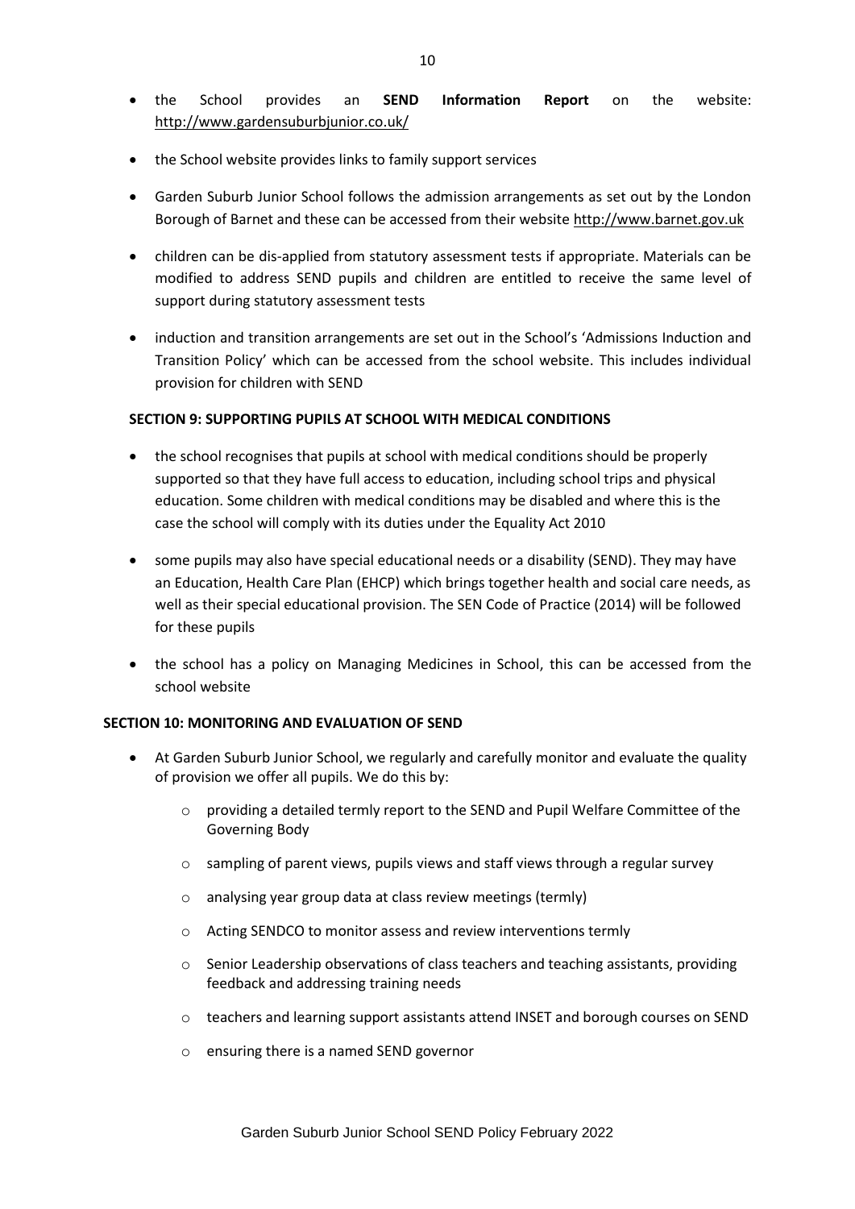- the School provides an **SEND Information Report** on the website: http://www.gardensuburbjunior.co.uk/
- the School website provides links to family support services
- Garden Suburb Junior School follows the admission arrangements as set out by the London Borough of Barnet and these can be accessed from their website http://www.barnet.gov.uk
- children can be dis-applied from statutory assessment tests if appropriate. Materials can be modified to address SEND pupils and children are entitled to receive the same level of support during statutory assessment tests
- induction and transition arrangements are set out in the School's 'Admissions Induction and Transition Policy' which can be accessed from the school website. This includes individual provision for children with SEND

**SECTION 9: SUPPORTING PUPILS AT SCHOOL WITH MEDICAL CONDITIONS**

- the school recognises that pupils at school with medical conditions should be properly supported so that they have full access to education, including school trips and physical education. Some children with medical conditions may be disabled and where this is the case the school will comply with its duties under the Equality Act 2010
- some pupils may also have special educational needs or a disability (SEND). They may have an Education, Health Care Plan (EHCP) which brings together health and social care needs, as well as their special educational provision. The SEN Code of Practice (2014) will be followed for these pupils
- the school has a policy on Managing Medicines in School, this can be accessed from the school website

**SECTION 10: MONITORING AND EVALUATION OF SEND**

- At Garden Suburb Junior School, we regularly and carefully monitor and evaluate the quality of provision we offer all pupils. We do this by:
  - providing a detailed termly report to the SEND and Pupil Welfare Committee of the Governing Body
  - sampling of parent views, pupils views and staff views through a regular survey
  - analysing year group data at class review meetings (termly)
  - Acting SENDCO to monitor assess and review interventions termly
  - Senior Leadership observations of class teachers and teaching assistants, providing feedback and addressing training needs
  - teachers and learning support assistants attend INSET and borough courses on SEND
  - ensuring there is a named SEND governor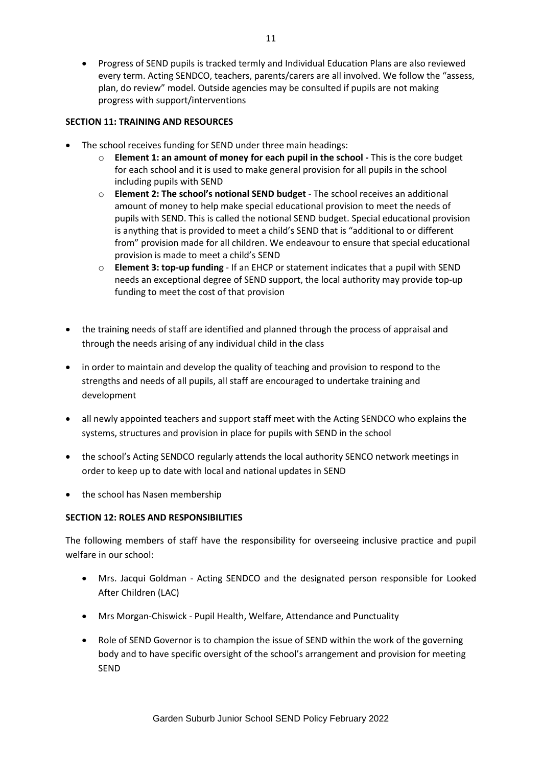- Progress of SEND pupils is tracked termly and Individual Education Plans are also reviewed every term. Acting SENDCO, teachers, parents/carers are all involved. We follow the "assess, plan, do review" model. Outside agencies may be consulted if pupils are not making progress with support/interventions

**SECTION 11: TRAINING AND RESOURCES**

- The school receives funding for SEND under three main headings:
  - **Element 1: an amount of money for each pupil in the school -** This is the core budget for each school and it is used to make general provision for all pupils in the school including pupils with SEND
  - **Element 2: The school's notional SEND budget** - The school receives an additional amount of money to help make special educational provision to meet the needs of pupils with SEND. This is called the notional SEND budget. Special educational provision is anything that is provided to meet a child's SEND that is "additional to or different from" provision made for all children. We endeavour to ensure that special educational provision is made to meet a child's SEND
  - **Element 3: top-up funding** - If an EHCP or statement indicates that a pupil with SEND needs an exceptional degree of SEND support, the local authority may provide top-up funding to meet the cost of that provision

- the training needs of staff are identified and planned through the process of appraisal and through the needs arising of any individual child in the class

- in order to maintain and develop the quality of teaching and provision to respond to the strengths and needs of all pupils, all staff are encouraged to undertake training and development

- all newly appointed teachers and support staff meet with the Acting SENDCO who explains the systems, structures and provision in place for pupils with SEND in the school

- the school's Acting SENDCO regularly attends the local authority SENCO network meetings in order to keep up to date with local and national updates in SEND

- the school has Nasen membership

**SECTION 12: ROLES AND RESPONSIBILITIES**

The following members of staff have the responsibility for overseeing inclusive practice and pupil welfare in our school:

- Mrs. Jacqui Goldman - Acting SENDCO and the designated person responsible for Looked After Children (LAC)

- Mrs Morgan-Chiswick - Pupil Health, Welfare, Attendance and Punctuality

- Role of SEND Governor is to champion the issue of SEND within the work of the governing body and to have specific oversight of the school's arrangement and provision for meeting SEND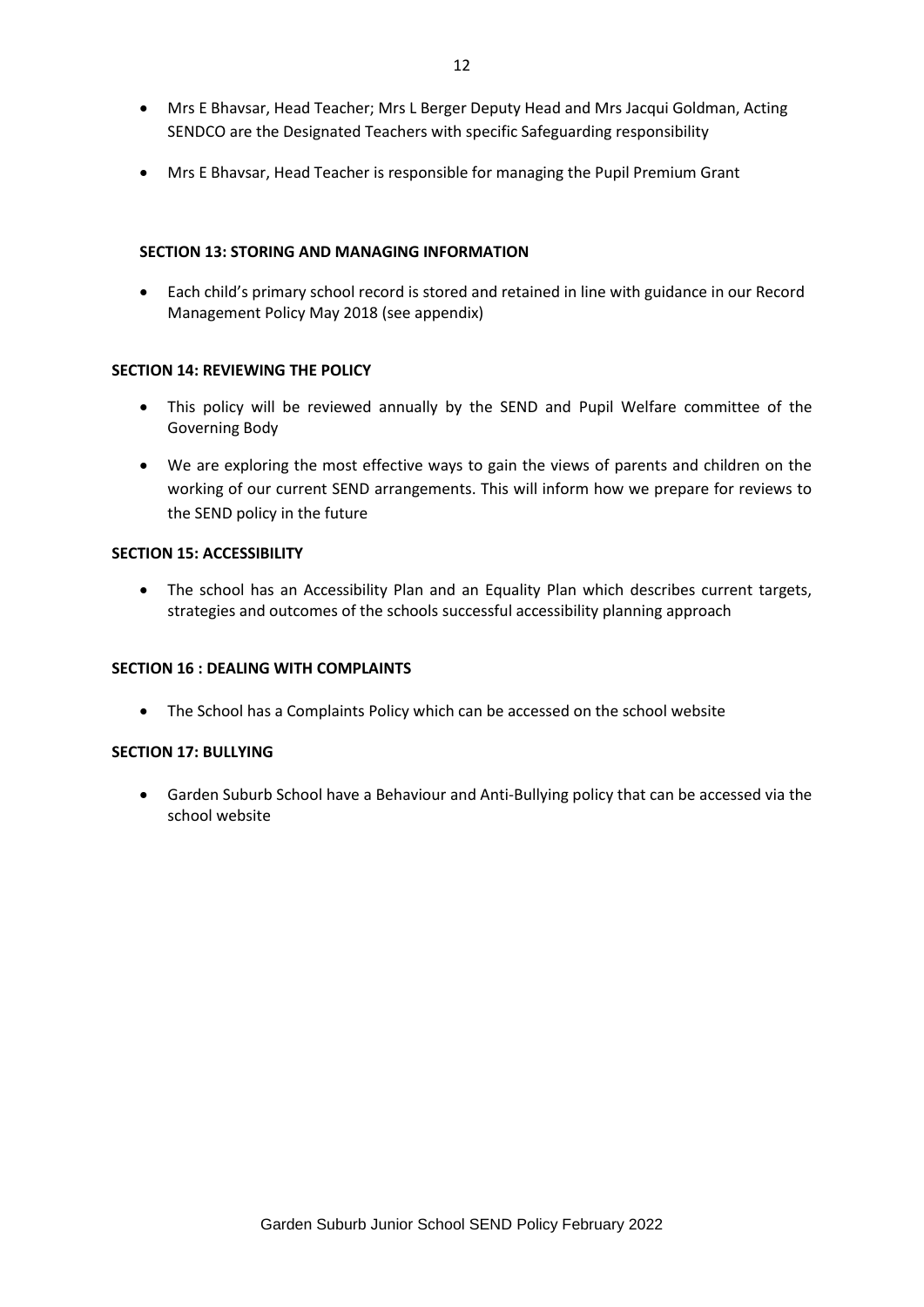- Mrs E Bhavsar, Head Teacher; Mrs L Berger Deputy Head and Mrs Jacqui Goldman, Acting SENDCO are the Designated Teachers with specific Safeguarding responsibility

- Mrs E Bhavsar, Head Teacher is responsible for managing the Pupil Premium Grant

**SECTION 13: STORING AND MANAGING INFORMATION**

- Each child's primary school record is stored and retained in line with guidance in our Record Management Policy May 2018 (see appendix)

**SECTION 14: REVIEWING THE POLICY**

- This policy will be reviewed annually by the SEND and Pupil Welfare committee of the Governing Body

- We are exploring the most effective ways to gain the views of parents and children on the working of our current SEND arrangements. This will inform how we prepare for reviews to the SEND policy in the future

**SECTION 15: ACCESSIBILITY**

- The school has an Accessibility Plan and an Equality Plan which describes current targets, strategies and outcomes of the schools successful accessibility planning approach

**SECTION 16 : DEALING WITH COMPLAINTS**

- The School has a Complaints Policy which can be accessed on the school website

**SECTION 17: BULLYING**

- Garden Suburb School have a Behaviour and Anti-Bullying policy that can be accessed via the school website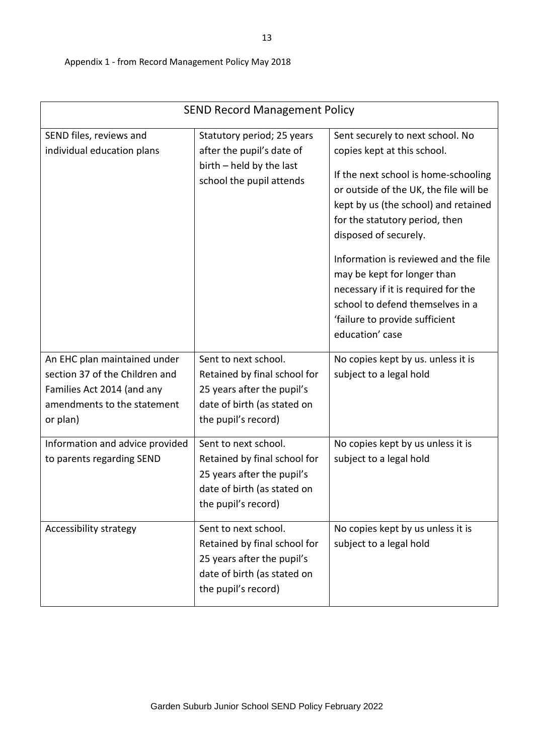Appendix 1 - from Record Management Policy May 2018

| SEND Record Management Policy | | |
|---|---|---|
| SEND files, reviews and individual education plans | Statutory period; 25 years after the pupil's date of birth – held by the last school the pupil attends | Sent securely to next school. No copies kept at this school.<br><br>If the next school is home-schooling or outside of the UK, the file will be kept by us (the school) and retained for the statutory period, then disposed of securely.<br><br>Information is reviewed and the file may be kept for longer than necessary if it is required for the school to defend themselves in a 'failure to provide sufficient education' case |
| An EHC plan maintained under section 37 of the Children and Families Act 2014 (and any amendments to the statement or plan) | Sent to next school. Retained by final school for 25 years after the pupil's date of birth (as stated on the pupil's record) | No copies kept by us. unless it is subject to a legal hold |
| Information and advice provided to parents regarding SEND | Sent to next school. Retained by final school for 25 years after the pupil's date of birth (as stated on the pupil's record) | No copies kept by us unless it is subject to a legal hold |
| Accessibility strategy | Sent to next school. Retained by final school for 25 years after the pupil's date of birth (as stated on the pupil's record) | No copies kept by us unless it is subject to a legal hold |